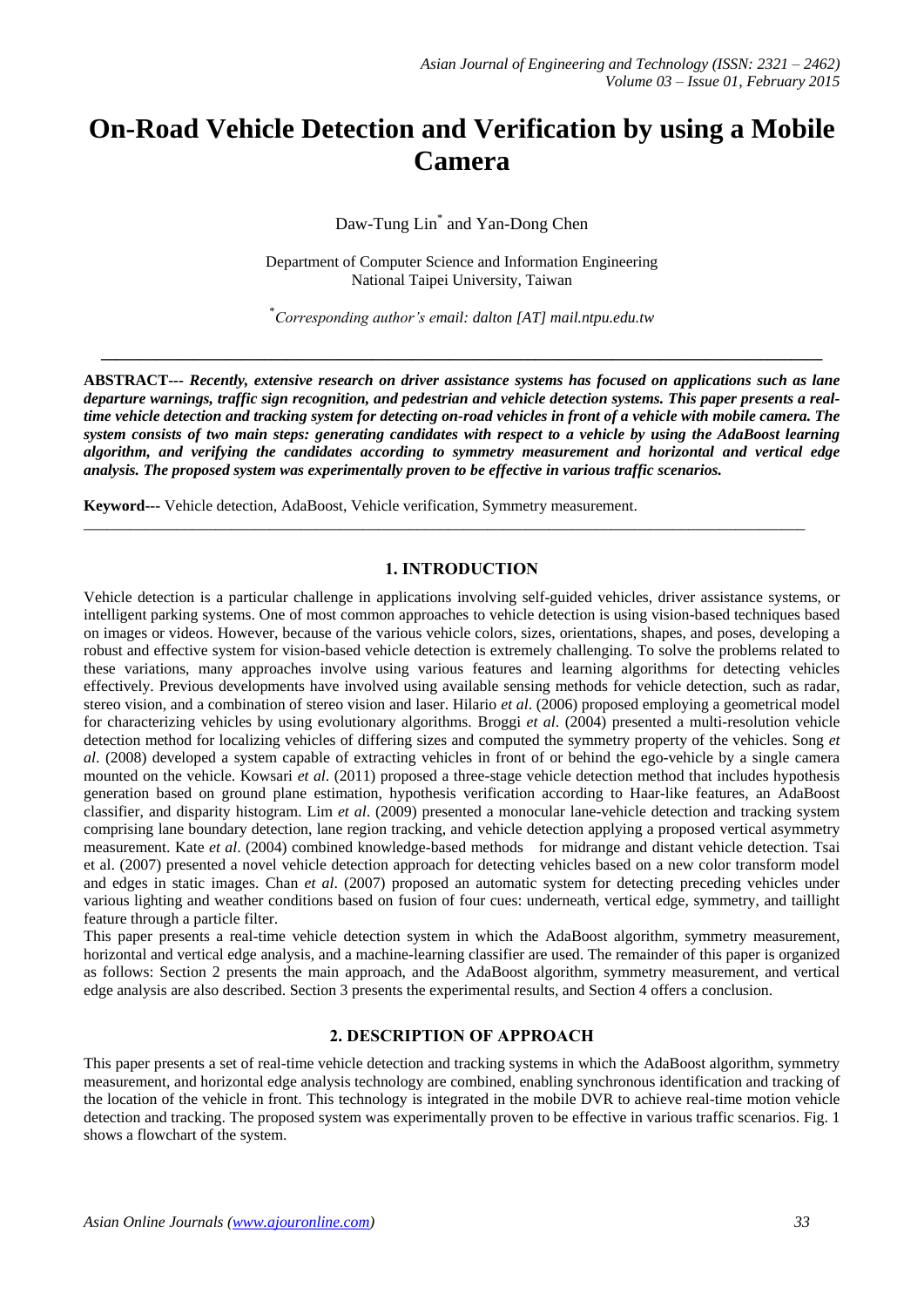# On-Road Vehicle Detection and Verification by using a Mobile Camera

Daw-Tung Lin* and Yan-Dong Chen

Department of Computer Science and Information Engineering
National Taipei University, Taiwan

*Corresponding author's email: dalton [AT] mail.ntpu.edu.tw

---

**ABSTRACT---** ***Recently, extensive research on driver assistance systems has focused on applications such as lane departure warnings, traffic sign recognition, and pedestrian and vehicle detection systems. This paper presents a real-time vehicle detection and tracking system for detecting on-road vehicles in front of a vehicle with mobile camera. The system consists of two main steps: generating candidates with respect to a vehicle by using the AdaBoost learning algorithm, and verifying the candidates according to symmetry measurement and horizontal and vertical edge analysis. The proposed system was experimentally proven to be effective in various traffic scenarios.***

**Keyword---** Vehicle detection, AdaBoost, Vehicle verification, Symmetry measurement.

---

## 1. INTRODUCTION

Vehicle detection is a particular challenge in applications involving self-guided vehicles, driver assistance systems, or intelligent parking systems. One of most common approaches to vehicle detection is using vision-based techniques based on images or videos. However, because of the various vehicle colors, sizes, orientations, shapes, and poses, developing a robust and effective system for vision-based vehicle detection is extremely challenging. To solve the problems related to these variations, many approaches involve using various features and learning algorithms for detecting vehicles effectively. Previous developments have involved using available sensing methods for vehicle detection, such as radar, stereo vision, and a combination of stereo vision and laser. Hilario *et al*. (2006) proposed employing a geometrical model for characterizing vehicles by using evolutionary algorithms. Broggi *et al*. (2004) presented a multi-resolution vehicle detection method for localizing vehicles of differing sizes and computed the symmetry property of the vehicles. Song *et al*. (2008) developed a system capable of extracting vehicles in front of or behind the ego-vehicle by a single camera mounted on the vehicle. Kowsari *et al*. (2011) proposed a three-stage vehicle detection method that includes hypothesis generation based on ground plane estimation, hypothesis verification according to Haar-like features, an AdaBoost classifier, and disparity histogram. Lim *et al*. (2009) presented a monocular lane-vehicle detection and tracking system comprising lane boundary detection, lane region tracking, and vehicle detection applying a proposed vertical asymmetry measurement. Kate *et al*. (2004) combined knowledge-based methods for midrange and distant vehicle detection. Tsai et al. (2007) presented a novel vehicle detection approach for detecting vehicles based on a new color transform model and edges in static images. Chan *et al*. (2007) proposed an automatic system for detecting preceding vehicles under various lighting and weather conditions based on fusion of four cues: underneath, vertical edge, symmetry, and taillight feature through a particle filter.

This paper presents a real-time vehicle detection system in which the AdaBoost algorithm, symmetry measurement, horizontal and vertical edge analysis, and a machine-learning classifier are used. The remainder of this paper is organized as follows: Section 2 presents the main approach, and the AdaBoost algorithm, symmetry measurement, and vertical edge analysis are also described. Section 3 presents the experimental results, and Section 4 offers a conclusion.

## 2. DESCRIPTION OF APPROACH

This paper presents a set of real-time vehicle detection and tracking systems in which the AdaBoost algorithm, symmetry measurement, and horizontal edge analysis technology are combined, enabling synchronous identification and tracking of the location of the vehicle in front. This technology is integrated in the mobile DVR to achieve real-time motion vehicle detection and tracking. The proposed system was experimentally proven to be effective in various traffic scenarios. Fig. 1 shows a flowchart of the system.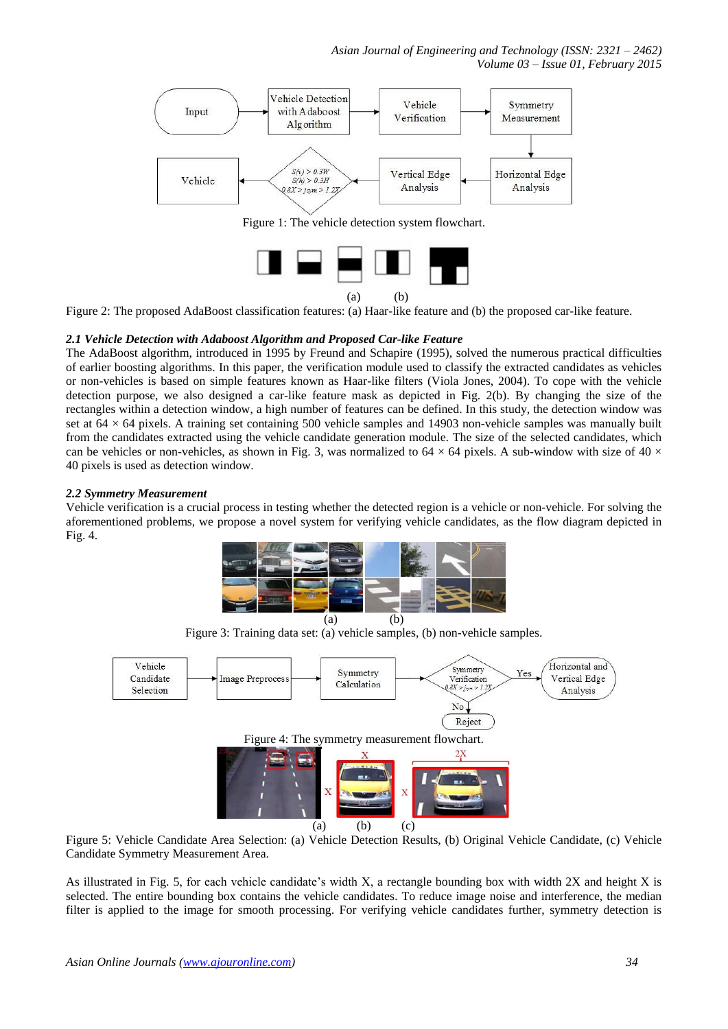Figure 1: The vehicle detection system flowchart.

Figure 2: The proposed AdaBoost classification features: (a) Haar-like feature and (b) the proposed car-like feature.

### *2.1 Vehicle Detection with Adaboost Algorithm and Proposed Car-like Feature*

The AdaBoost algorithm, introduced in 1995 by Freund and Schapire (1995), solved the numerous practical difficulties of earlier boosting algorithms. In this paper, the verification module used to classify the extracted candidates as vehicles or non-vehicles is based on simple features known as Haar-like filters (Viola Jones, 2004). To cope with the vehicle detection purpose, we also designed a car-like feature mask as depicted in Fig. 2(b). By changing the size of the rectangles within a detection window, a high number of features can be defined. In this study, the detection window was set at 64 × 64 pixels. A training set containing 500 vehicle samples and 14903 non-vehicle samples was manually built from the candidates extracted using the vehicle candidate generation module. The size of the selected candidates, which can be vehicles or non-vehicles, as shown in Fig. 3, was normalized to 64 × 64 pixels. A sub-window with size of 40 × 40 pixels is used as detection window.

### *2.2 Symmetry Measurement*

Vehicle verification is a crucial process in testing whether the detected region is a vehicle or non-vehicle. For solving the aforementioned problems, we propose a novel system for verifying vehicle candidates, as the flow diagram depicted in Fig. 4.

Figure 3: Training data set: (a) vehicle samples, (b) non-vehicle samples.

Figure 4: The symmetry measurement flowchart.

Figure 5: Vehicle Candidate Area Selection: (a) Vehicle Detection Results, (b) Original Vehicle Candidate, (c) Vehicle Candidate Symmetry Measurement Area.

As illustrated in Fig. 5, for each vehicle candidate's width X, a rectangle bounding box with width 2X and height X is selected. The entire bounding box contains the vehicle candidates. To reduce image noise and interference, the median filter is applied to the image for smooth processing. For verifying vehicle candidates further, symmetry detection is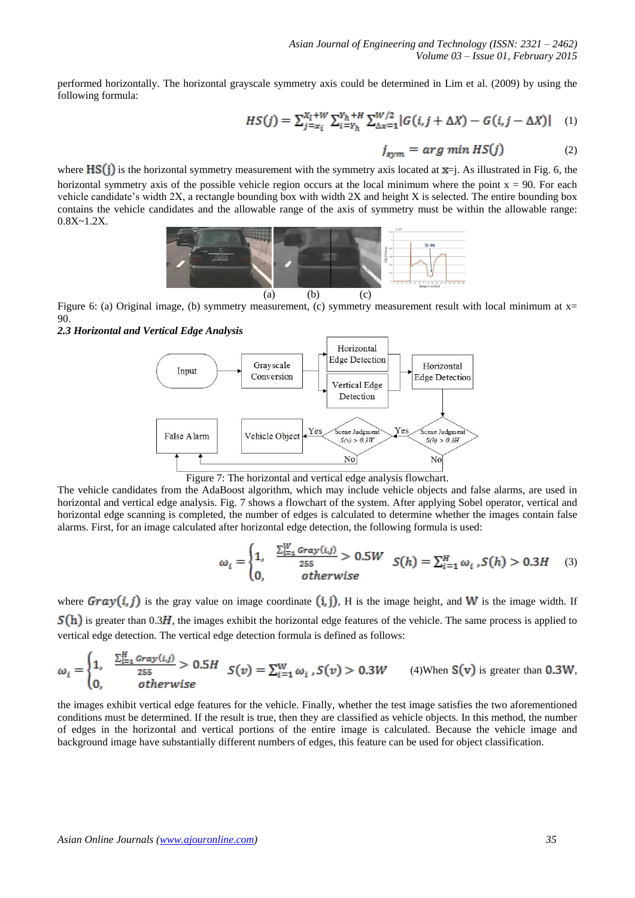performed horizontally. The horizontal grayscale symmetry axis could be determined in Lim et al. (2009) by using the following formula:

$$HS(j) = \sum_{j=x_l}^{x_l+W} \sum_{i=y_h}^{y_h+H} \sum_{\Delta x=1}^{W/2} |G(i, j+\Delta X) - G(i, j-\Delta X)| \quad (1)$$

$$j_{sym} = arg\ min\ HS(j) \quad (2)$$

where $HS(j)$ is the horizontal symmetry measurement with the symmetry axis located at $x$=j. As illustrated in Fig. 6, the horizontal symmetry axis of the possible vehicle region occurs at the local minimum where the point x = 90. For each vehicle candidate's width 2X, a rectangle bounding box with width 2X and height X is selected. The entire bounding box contains the vehicle candidates and the allowable range of the axis of symmetry must be within the allowable range: 0.8X~1.2X.

(a) (b) (c)

Figure 6: (a) Original image, (b) symmetry measurement, (c) symmetry measurement result with local minimum at x= 90.

***2.3 Horizontal and Vertical Edge Analysis***

Figure 7: The horizontal and vertical edge analysis flowchart.

The vehicle candidates from the AdaBoost algorithm, which may include vehicle objects and false alarms, are used in horizontal and vertical edge analysis. Fig. 7 shows a flowchart of the system. After applying Sobel operator, vertical and horizontal edge scanning is completed, the number of edges is calculated to determine whether the images contain false alarms. First, for an image calculated after horizontal edge detection, the following formula is used:

$$\omega_i = \begin{cases} 1, & \dfrac{\sum_{i=1}^{W} Gray(i,j)}{255} > 0.5W \\ 0, & otherwise \end{cases} \quad S(h) = \sum_{i=1}^{H} \omega_i \ , S(h) > 0.3H \quad (3)$$

where $Gray(i,j)$ is the gray value on image coordinate $(i, j)$, H is the image height, and $W$ is the image width. If $S(h)$ is greater than 0.3$H$, the images exhibit the horizontal edge features of the vehicle. The same process is applied to vertical edge detection. The vertical edge detection formula is defined as follows:

$$\omega_i = \begin{cases} 1, & \dfrac{\sum_{i=1}^{H} Gray(i,j)}{255} > 0.5H \\ 0, & otherwise \end{cases} \quad S(v) = \sum_{i=1}^{W} \omega_i \ , S(v) > 0.3W \quad (4)$$

When $S(v)$ is greater than $0.3W$, the images exhibit vertical edge features for the vehicle. Finally, whether the test image satisfies the two aforementioned conditions must be determined. If the result is true, then they are classified as vehicle objects. In this method, the number of edges in the horizontal and vertical portions of the entire image is calculated. Because the vehicle image and background image have substantially different numbers of edges, this feature can be used for object classification.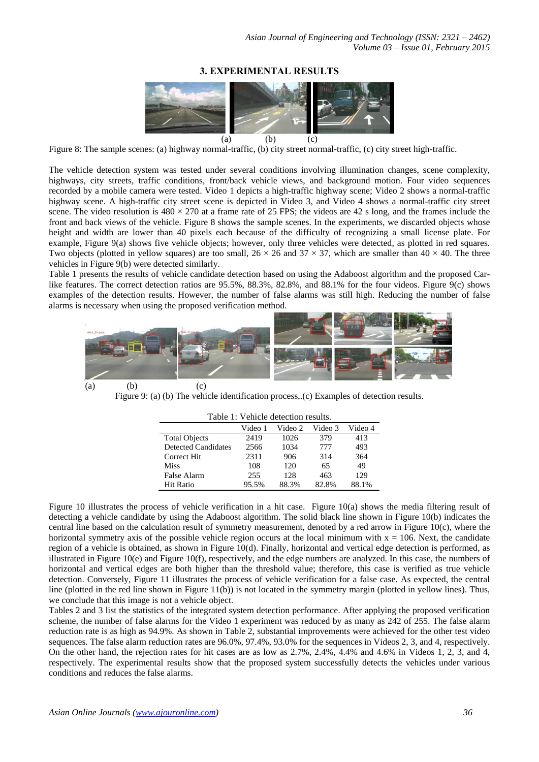## 3. EXPERIMENTAL RESULTS

(a) (b) (c)

Figure 8: The sample scenes: (a) highway normal-traffic, (b) city street normal-traffic, (c) city street high-traffic.

The vehicle detection system was tested under several conditions involving illumination changes, scene complexity, highways, city streets, traffic conditions, front/back vehicle views, and background motion. Four video sequences recorded by a mobile camera were tested. Video 1 depicts a high-traffic highway scene; Video 2 shows a normal-traffic highway scene. A high-traffic city street scene is depicted in Video 3, and Video 4 shows a normal-traffic city street scene. The video resolution is $480 \times 270$ at a frame rate of 25 FPS; the videos are 42 s long, and the frames include the front and back views of the vehicle. Figure 8 shows the sample scenes. In the experiments, we discarded objects whose height and width are lower than 40 pixels each because of the difficulty of recognizing a small license plate. For example, Figure 9(a) shows five vehicle objects; however, only three vehicles were detected, as plotted in red squares. Two objects (plotted in yellow squares) are too small, $26 \times 26$ and $37 \times 37$, which are smaller than $40 \times 40$. The three vehicles in Figure 9(b) were detected similarly.

Table 1 presents the results of vehicle candidate detection based on using the Adaboost algorithm and the proposed Car-like features. The correct detection ratios are 95.5%, 88.3%, 82.8%, and 88.1% for the four videos. Figure 9(c) shows examples of the detection results. However, the number of false alarms was still high. Reducing the number of false alarms is necessary when using the proposed verification method.

(a) (b) (c)

Figure 9: (a) (b) The vehicle identification process,.(c) Examples of detection results.

Table 1: Vehicle detection results.

| | Video 1 | Video 2 | Video 3 | Video 4 |
|---|---|---|---|---|
| Total Objects | 2419 | 1026 | 379 | 413 |
| Detected Candidates | 2566 | 1034 | 777 | 493 |
| Correct Hit | 2311 | 906 | 314 | 364 |
| Miss | 108 | 120 | 65 | 49 |
| False Alarm | 255 | 128 | 463 | 129 |
| Hit Ratio | 95.5% | 88.3% | 82.8% | 88.1% |

Figure 10 illustrates the process of vehicle verification in a hit case. Figure 10(a) shows the media filtering result of detecting a vehicle candidate by using the Adaboost algorithm. The solid black line shown in Figure 10(b) indicates the central line based on the calculation result of symmetry measurement, denoted by a red arrow in Figure 10(c), where the horizontal symmetry axis of the possible vehicle region occurs at the local minimum with $x = 106$. Next, the candidate region of a vehicle is obtained, as shown in Figure 10(d). Finally, horizontal and vertical edge detection is performed, as illustrated in Figure 10(e) and Figure 10(f), respectively, and the edge numbers are analyzed. In this case, the numbers of horizontal and vertical edges are both higher than the threshold value; therefore, this case is verified as true vehicle detection. Conversely, Figure 11 illustrates the process of vehicle verification for a false case. As expected, the central line (plotted in the red line shown in Figure 11(b)) is not located in the symmetry margin (plotted in yellow lines). Thus, we conclude that this image is not a vehicle object.

Tables 2 and 3 list the statistics of the integrated system detection performance. After applying the proposed verification scheme, the number of false alarms for the Video 1 experiment was reduced by as many as 242 of 255. The false alarm reduction rate is as high as 94.9%. As shown in Table 2, substantial improvements were achieved for the other test video sequences. The false alarm reduction rates are 96.0%, 97.4%, 93.0% for the sequences in Videos 2, 3, and 4, respectively. On the other hand, the rejection rates for hit cases are as low as 2.7%, 2.4%, 4.4% and 4.6% in Videos 1, 2, 3, and 4, respectively. The experimental results show that the proposed system successfully detects the vehicles under various conditions and reduces the false alarms.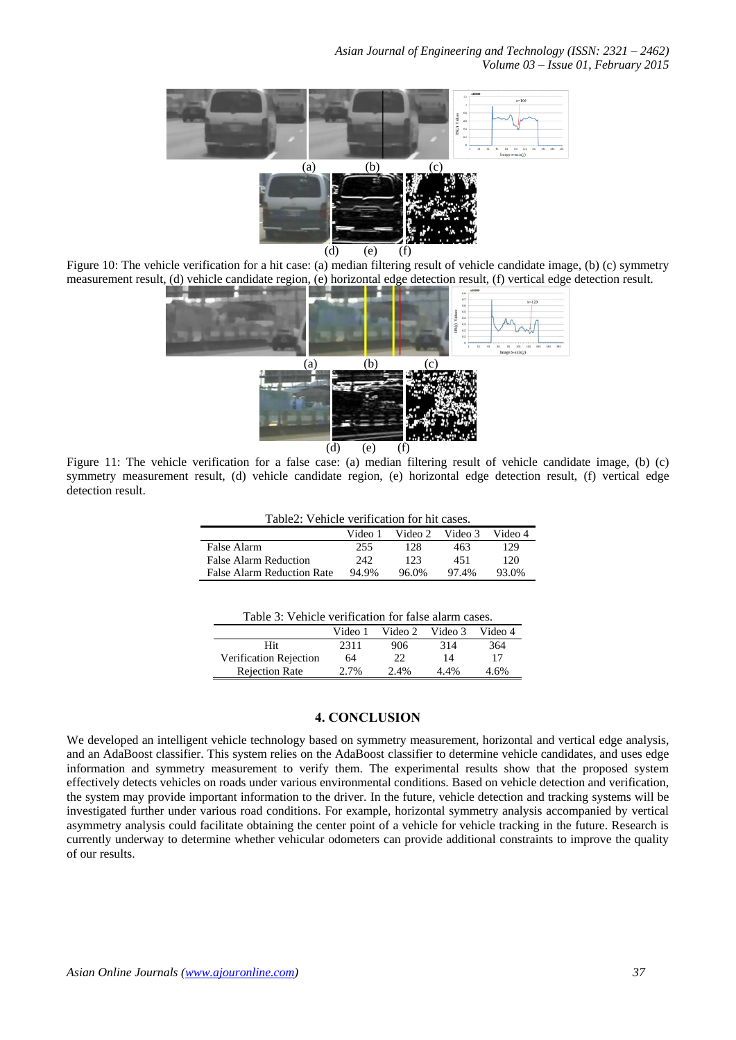Figure 10: The vehicle verification for a hit case: (a) median filtering result of vehicle candidate image, (b) (c) symmetry measurement result, (d) vehicle candidate region, (e) horizontal edge detection result, (f) vertical edge detection result.

Figure 11: The vehicle verification for a false case: (a) median filtering result of vehicle candidate image, (b) (c) symmetry measurement result, (d) vehicle candidate region, (e) horizontal edge detection result, (f) vertical edge detection result.

Table2: Vehicle verification for hit cases.

| | Video 1 | Video 2 | Video 3 | Video 4 |
|---|---|---|---|---|
| False Alarm | 255 | 128 | 463 | 129 |
| False Alarm Reduction | 242 | 123 | 451 | 120 |
| False Alarm Reduction Rate | 94.9% | 96.0% | 97.4% | 93.0% |

Table 3: Vehicle verification for false alarm cases.

| | Video 1 | Video 2 | Video 3 | Video 4 |
|---|---|---|---|---|
| Hit | 2311 | 906 | 314 | 364 |
| Verification Rejection | 64 | 22 | 14 | 17 |
| Rejection Rate | 2.7% | 2.4% | 4.4% | 4.6% |

## 4. CONCLUSION

We developed an intelligent vehicle technology based on symmetry measurement, horizontal and vertical edge analysis, and an AdaBoost classifier. This system relies on the AdaBoost classifier to determine vehicle candidates, and uses edge information and symmetry measurement to verify them. The experimental results show that the proposed system effectively detects vehicles on roads under various environmental conditions. Based on vehicle detection and verification, the system may provide important information to the driver. In the future, vehicle detection and tracking systems will be investigated further under various road conditions. For example, horizontal symmetry analysis accompanied by vertical asymmetry analysis could facilitate obtaining the center point of a vehicle for vehicle tracking in the future. Research is currently underway to determine whether vehicular odometers can provide additional constraints to improve the quality of our results.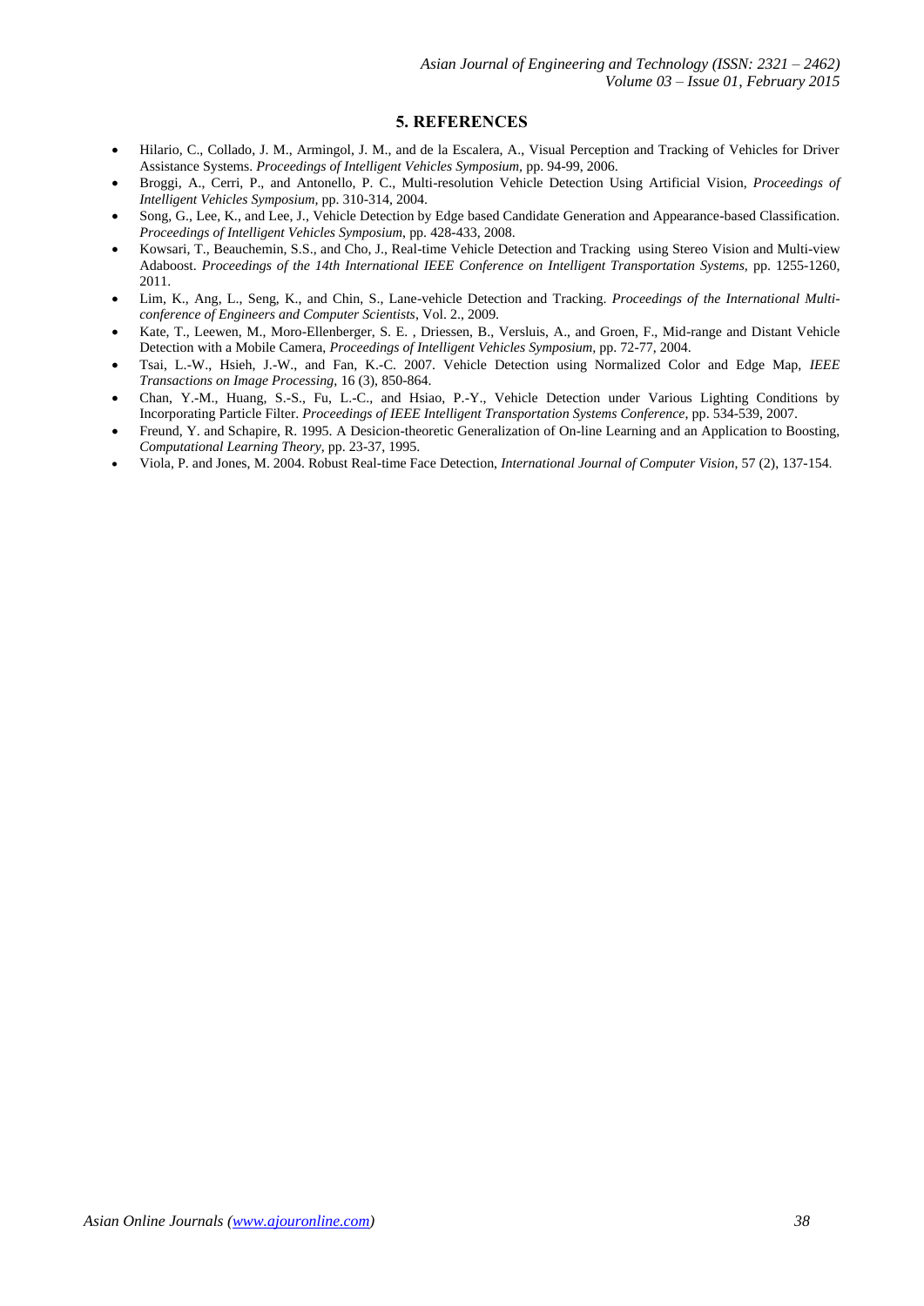## 5. REFERENCES

- Hilario, C., Collado, J. M., Armingol, J. M., and de la Escalera, A., Visual Perception and Tracking of Vehicles for Driver Assistance Systems. *Proceedings of Intelligent Vehicles Symposium*, pp. 94-99, 2006.
- Broggi, A., Cerri, P., and Antonello, P. C., Multi-resolution Vehicle Detection Using Artificial Vision, *Proceedings of Intelligent Vehicles Symposium*, pp. 310-314, 2004.
- Song, G., Lee, K., and Lee, J., Vehicle Detection by Edge based Candidate Generation and Appearance-based Classification. *Proceedings of Intelligent Vehicles Symposium*, pp. 428-433, 2008.
- Kowsari, T., Beauchemin, S.S., and Cho, J., Real-time Vehicle Detection and Tracking using Stereo Vision and Multi-view Adaboost. *Proceedings of the 14th International IEEE Conference on Intelligent Transportation Systems*, pp. 1255-1260, 2011.
- Lim, K., Ang, L., Seng, K., and Chin, S., Lane-vehicle Detection and Tracking. *Proceedings of the International Multi-conference of Engineers and Computer Scientists*, Vol. 2., 2009.
- Kate, T., Leewen, M., Moro-Ellenberger, S. E. , Driessen, B., Versluis, A., and Groen, F., Mid-range and Distant Vehicle Detection with a Mobile Camera, *Proceedings of Intelligent Vehicles Symposium*, pp. 72-77, 2004.
- Tsai, L.-W., Hsieh, J.-W., and Fan, K.-C. 2007. Vehicle Detection using Normalized Color and Edge Map, *IEEE Transactions on Image Processing*, 16 (3), 850-864.
- Chan, Y.-M., Huang, S.-S., Fu, L.-C., and Hsiao, P.-Y., Vehicle Detection under Various Lighting Conditions by Incorporating Particle Filter. *Proceedings of IEEE Intelligent Transportation Systems Conference*, pp. 534-539, 2007.
- Freund, Y. and Schapire, R. 1995. A Desicion-theoretic Generalization of On-line Learning and an Application to Boosting, *Computational Learning Theory*, pp. 23-37, 1995.
- Viola, P. and Jones, M. 2004. Robust Real-time Face Detection, *International Journal of Computer Vision*, 57 (2), 137-154.